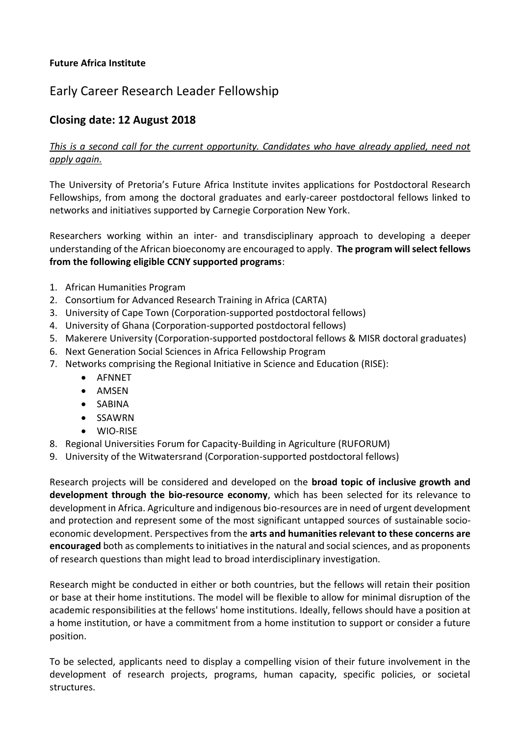**Future Africa Institute**

# Early Career Research Leader Fellowship

## Closing date: 12 August 2018

*<u>This is a second call for the current opportunity. Candidates who have already applied, need not apply again.</u>*

The University of Pretoria's Future Africa Institute invites applications for Postdoctoral Research Fellowships, from among the doctoral graduates and early-career postdoctoral fellows linked to networks and initiatives supported by Carnegie Corporation New York.

Researchers working within an inter- and transdisciplinary approach to developing a deeper understanding of the African bioeconomy are encouraged to apply. **The program will select fellows from the following eligible CCNY supported programs**:

1. African Humanities Program
2. Consortium for Advanced Research Training in Africa (CARTA)
3. University of Cape Town (Corporation-supported postdoctoral fellows)
4. University of Ghana (Corporation-supported postdoctoral fellows)
5. Makerere University (Corporation-supported postdoctoral fellows & MISR doctoral graduates)
6. Next Generation Social Sciences in Africa Fellowship Program
7. Networks comprising the Regional Initiative in Science and Education (RISE):
   - AFNNET
   - AMSEN
   - SABINA
   - SSAWRN
   - WIO-RISE
8. Regional Universities Forum for Capacity-Building in Agriculture (RUFORUM)
9. University of the Witwatersrand (Corporation-supported postdoctoral fellows)

Research projects will be considered and developed on the **broad topic of inclusive growth and development through the bio-resource economy**, which has been selected for its relevance to development in Africa. Agriculture and indigenous bio-resources are in need of urgent development and protection and represent some of the most significant untapped sources of sustainable socio-economic development. Perspectives from the **arts and humanities relevant to these concerns are encouraged** both as complements to initiatives in the natural and social sciences, and as proponents of research questions than might lead to broad interdisciplinary investigation.

Research might be conducted in either or both countries, but the fellows will retain their position or base at their home institutions. The model will be flexible to allow for minimal disruption of the academic responsibilities at the fellows' home institutions. Ideally, fellows should have a position at a home institution, or have a commitment from a home institution to support or consider a future position.

To be selected, applicants need to display a compelling vision of their future involvement in the development of research projects, programs, human capacity, specific policies, or societal structures.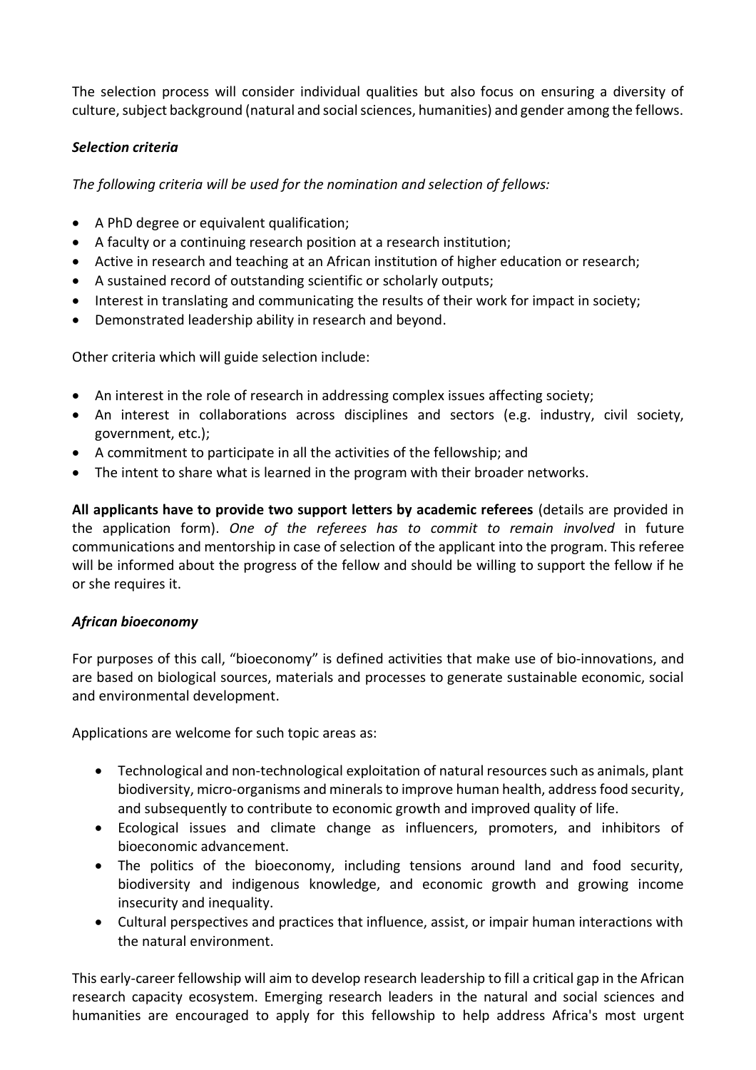The selection process will consider individual qualities but also focus on ensuring a diversity of culture, subject background (natural and social sciences, humanities) and gender among the fellows.

***Selection criteria***

*The following criteria will be used for the nomination and selection of fellows:*

- A PhD degree or equivalent qualification;
- A faculty or a continuing research position at a research institution;
- Active in research and teaching at an African institution of higher education or research;
- A sustained record of outstanding scientific or scholarly outputs;
- Interest in translating and communicating the results of their work for impact in society;
- Demonstrated leadership ability in research and beyond.

Other criteria which will guide selection include:

- An interest in the role of research in addressing complex issues affecting society;
- An interest in collaborations across disciplines and sectors (e.g. industry, civil society, government, etc.);
- A commitment to participate in all the activities of the fellowship; and
- The intent to share what is learned in the program with their broader networks.

**All applicants have to provide two support letters by academic referees** (details are provided in the application form). *One of the referees has to commit to remain involved* in future communications and mentorship in case of selection of the applicant into the program. This referee will be informed about the progress of the fellow and should be willing to support the fellow if he or she requires it.

***African bioeconomy***

For purposes of this call, "bioeconomy" is defined activities that make use of bio-innovations, and are based on biological sources, materials and processes to generate sustainable economic, social and environmental development.

Applications are welcome for such topic areas as:

- Technological and non-technological exploitation of natural resources such as animals, plant biodiversity, micro-organisms and minerals to improve human health, address food security, and subsequently to contribute to economic growth and improved quality of life.
- Ecological issues and climate change as influencers, promoters, and inhibitors of bioeconomic advancement.
- The politics of the bioeconomy, including tensions around land and food security, biodiversity and indigenous knowledge, and economic growth and growing income insecurity and inequality.
- Cultural perspectives and practices that influence, assist, or impair human interactions with the natural environment.

This early-career fellowship will aim to develop research leadership to fill a critical gap in the African research capacity ecosystem. Emerging research leaders in the natural and social sciences and humanities are encouraged to apply for this fellowship to help address Africa's most urgent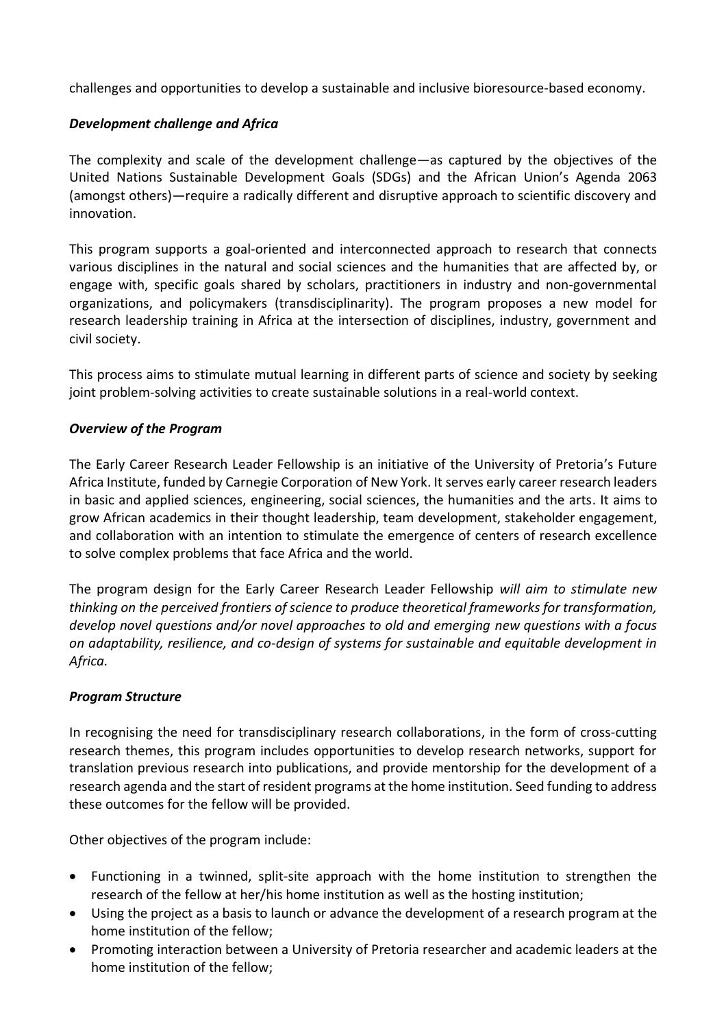challenges and opportunities to develop a sustainable and inclusive bioresource-based economy.

### *Development challenge and Africa*

The complexity and scale of the development challenge—as captured by the objectives of the United Nations Sustainable Development Goals (SDGs) and the African Union's Agenda 2063 (amongst others)—require a radically different and disruptive approach to scientific discovery and innovation.

This program supports a goal-oriented and interconnected approach to research that connects various disciplines in the natural and social sciences and the humanities that are affected by, or engage with, specific goals shared by scholars, practitioners in industry and non-governmental organizations, and policymakers (transdisciplinarity). The program proposes a new model for research leadership training in Africa at the intersection of disciplines, industry, government and civil society.

This process aims to stimulate mutual learning in different parts of science and society by seeking joint problem-solving activities to create sustainable solutions in a real-world context.

### *Overview of the Program*

The Early Career Research Leader Fellowship is an initiative of the University of Pretoria's Future Africa Institute, funded by Carnegie Corporation of New York. It serves early career research leaders in basic and applied sciences, engineering, social sciences, the humanities and the arts. It aims to grow African academics in their thought leadership, team development, stakeholder engagement, and collaboration with an intention to stimulate the emergence of centers of research excellence to solve complex problems that face Africa and the world.

The program design for the Early Career Research Leader Fellowship *will aim to stimulate new thinking on the perceived frontiers of science to produce theoretical frameworks for transformation, develop novel questions and/or novel approaches to old and emerging new questions with a focus on adaptability, resilience, and co-design of systems for sustainable and equitable development in Africa.*

### *Program Structure*

In recognising the need for transdisciplinary research collaborations, in the form of cross-cutting research themes, this program includes opportunities to develop research networks, support for translation previous research into publications, and provide mentorship for the development of a research agenda and the start of resident programs at the home institution. Seed funding to address these outcomes for the fellow will be provided.

Other objectives of the program include:

- Functioning in a twinned, split-site approach with the home institution to strengthen the research of the fellow at her/his home institution as well as the hosting institution;
- Using the project as a basis to launch or advance the development of a research program at the home institution of the fellow;
- Promoting interaction between a University of Pretoria researcher and academic leaders at the home institution of the fellow;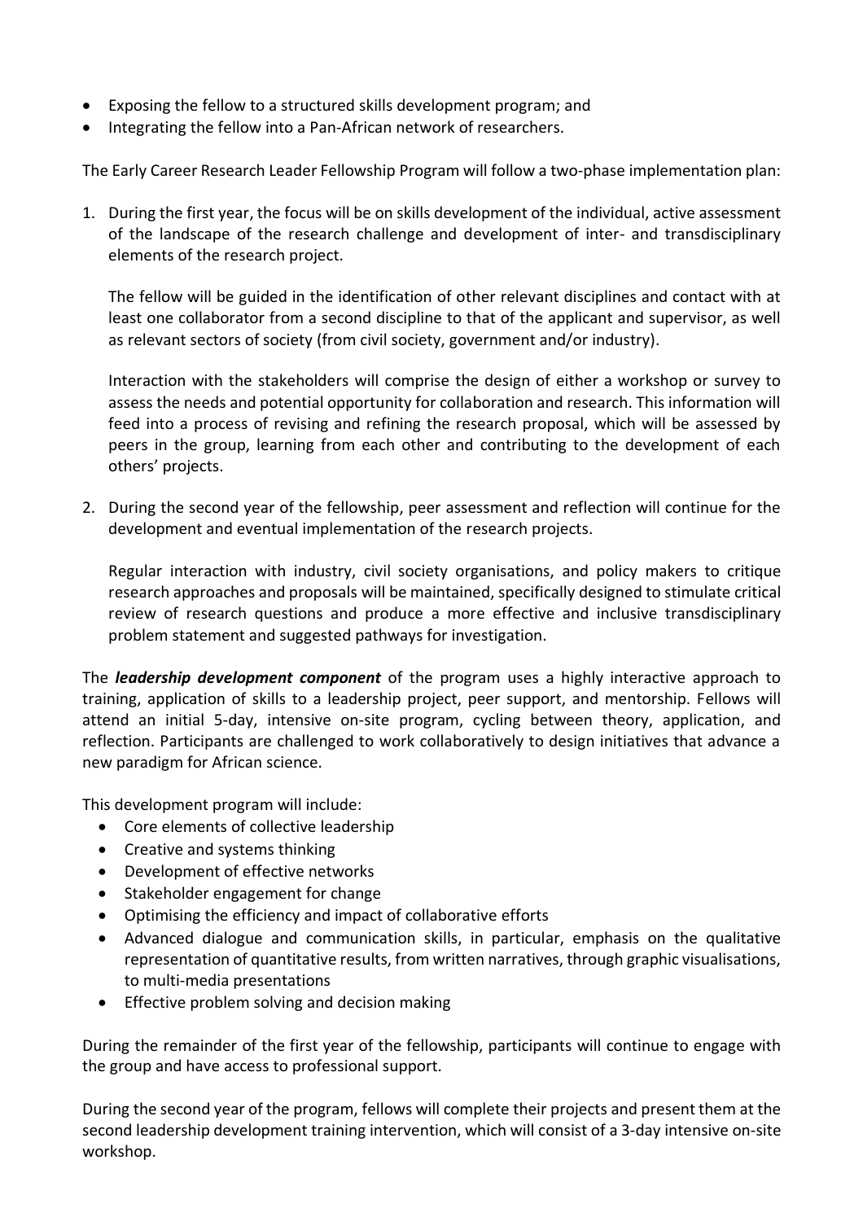- Exposing the fellow to a structured skills development program; and
- Integrating the fellow into a Pan-African network of researchers.

The Early Career Research Leader Fellowship Program will follow a two-phase implementation plan:

1. During the first year, the focus will be on skills development of the individual, active assessment of the landscape of the research challenge and development of inter- and transdisciplinary elements of the research project.

   The fellow will be guided in the identification of other relevant disciplines and contact with at least one collaborator from a second discipline to that of the applicant and supervisor, as well as relevant sectors of society (from civil society, government and/or industry).

   Interaction with the stakeholders will comprise the design of either a workshop or survey to assess the needs and potential opportunity for collaboration and research. This information will feed into a process of revising and refining the research proposal, which will be assessed by peers in the group, learning from each other and contributing to the development of each others' projects.

2. During the second year of the fellowship, peer assessment and reflection will continue for the development and eventual implementation of the research projects.

   Regular interaction with industry, civil society organisations, and policy makers to critique research approaches and proposals will be maintained, specifically designed to stimulate critical review of research questions and produce a more effective and inclusive transdisciplinary problem statement and suggested pathways for investigation.

The ***leadership development component*** of the program uses a highly interactive approach to training, application of skills to a leadership project, peer support, and mentorship. Fellows will attend an initial 5-day, intensive on-site program, cycling between theory, application, and reflection. Participants are challenged to work collaboratively to design initiatives that advance a new paradigm for African science.

This development program will include:

- Core elements of collective leadership
- Creative and systems thinking
- Development of effective networks
- Stakeholder engagement for change
- Optimising the efficiency and impact of collaborative efforts
- Advanced dialogue and communication skills, in particular, emphasis on the qualitative representation of quantitative results, from written narratives, through graphic visualisations, to multi-media presentations
- Effective problem solving and decision making

During the remainder of the first year of the fellowship, participants will continue to engage with the group and have access to professional support.

During the second year of the program, fellows will complete their projects and present them at the second leadership development training intervention, which will consist of a 3-day intensive on-site workshop.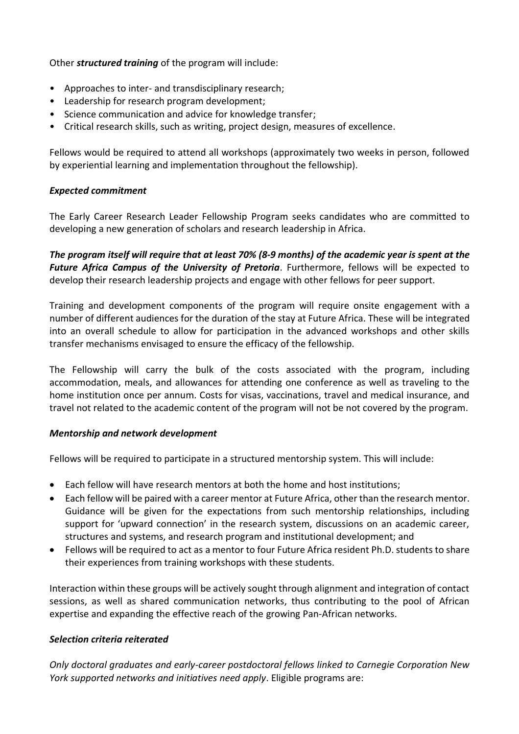Other ***structured training*** of the program will include:

- Approaches to inter- and transdisciplinary research;
- Leadership for research program development;
- Science communication and advice for knowledge transfer;
- Critical research skills, such as writing, project design, measures of excellence.

Fellows would be required to attend all workshops (approximately two weeks in person, followed by experiential learning and implementation throughout the fellowship).

***Expected commitment***

The Early Career Research Leader Fellowship Program seeks candidates who are committed to developing a new generation of scholars and research leadership in Africa.

***The program itself will require that at least 70% (8-9 months) of the academic year is spent at the Future Africa Campus of the University of Pretoria***. Furthermore, fellows will be expected to develop their research leadership projects and engage with other fellows for peer support.

Training and development components of the program will require onsite engagement with a number of different audiences for the duration of the stay at Future Africa. These will be integrated into an overall schedule to allow for participation in the advanced workshops and other skills transfer mechanisms envisaged to ensure the efficacy of the fellowship.

The Fellowship will carry the bulk of the costs associated with the program, including accommodation, meals, and allowances for attending one conference as well as traveling to the home institution once per annum. Costs for visas, vaccinations, travel and medical insurance, and travel not related to the academic content of the program will not be not covered by the program.

***Mentorship and network development***

Fellows will be required to participate in a structured mentorship system. This will include:

- Each fellow will have research mentors at both the home and host institutions;
- Each fellow will be paired with a career mentor at Future Africa, other than the research mentor. Guidance will be given for the expectations from such mentorship relationships, including support for 'upward connection' in the research system, discussions on an academic career, structures and systems, and research program and institutional development; and
- Fellows will be required to act as a mentor to four Future Africa resident Ph.D. students to share their experiences from training workshops with these students.

Interaction within these groups will be actively sought through alignment and integration of contact sessions, as well as shared communication networks, thus contributing to the pool of African expertise and expanding the effective reach of the growing Pan-African networks.

***Selection criteria reiterated***

*Only doctoral graduates and early-career postdoctoral fellows linked to Carnegie Corporation New York supported networks and initiatives need apply*. Eligible programs are: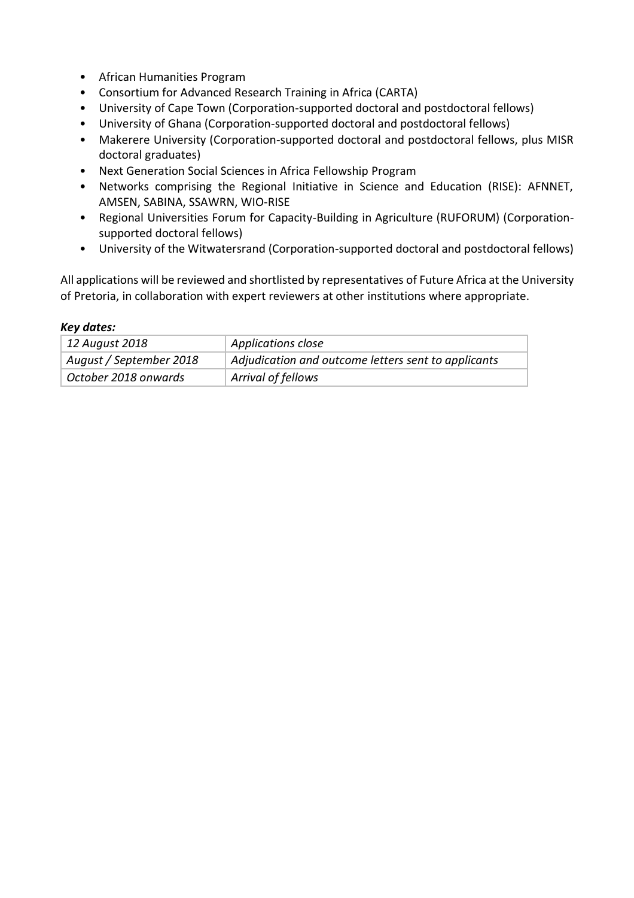- African Humanities Program
- Consortium for Advanced Research Training in Africa (CARTA)
- University of Cape Town (Corporation-supported doctoral and postdoctoral fellows)
- University of Ghana (Corporation-supported doctoral and postdoctoral fellows)
- Makerere University (Corporation-supported doctoral and postdoctoral fellows, plus MISR doctoral graduates)
- Next Generation Social Sciences in Africa Fellowship Program
- Networks comprising the Regional Initiative in Science and Education (RISE): AFNNET, AMSEN, SABINA, SSAWRN, WIO-RISE
- Regional Universities Forum for Capacity-Building in Agriculture (RUFORUM) (Corporation-supported doctoral fellows)
- University of the Witwatersrand (Corporation-supported doctoral and postdoctoral fellows)

All applications will be reviewed and shortlisted by representatives of Future Africa at the University of Pretoria, in collaboration with expert reviewers at other institutions where appropriate.

***Key dates:***

| | |
|---|---|
| *12 August 2018* | *Applications close* |
| *August / September 2018* | *Adjudication and outcome letters sent to applicants* |
| *October 2018 onwards* | *Arrival of fellows* |